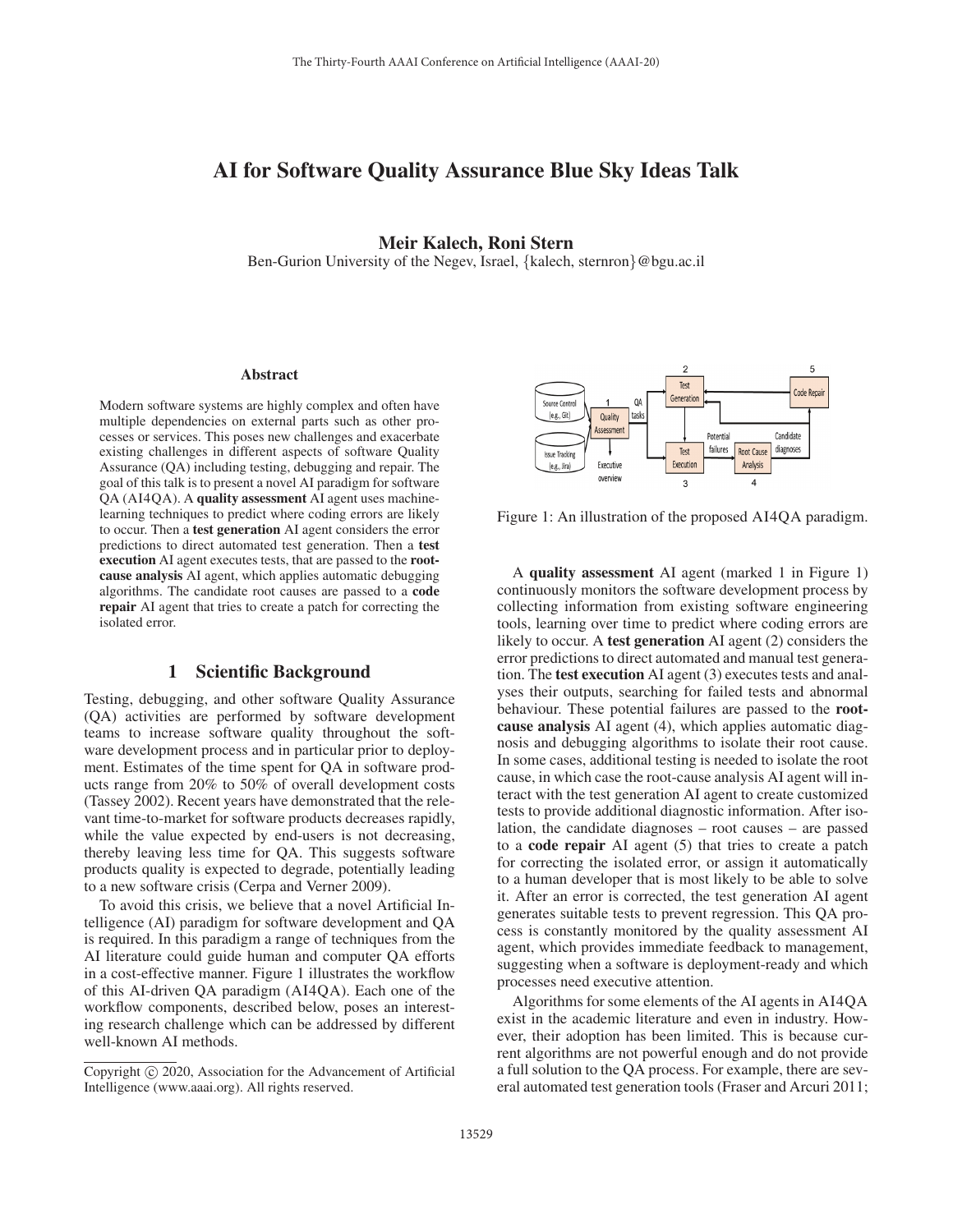# AI for Software Quality Assurance Blue Sky Ideas Talk

**Meir Kalech, Roni Stern**

Ben-Gurion University of the Negev, Israel, {kalech, sternron}@bgu.ac.il

### Abstract

Modern software systems are highly complex and often have multiple dependencies on external parts such as other processes or services. This poses new challenges and exacerbate existing challenges in different aspects of software Quality Assurance (QA) including testing, debugging and repair. The goal of this talk is to present a novel AI paradigm for software QA (AI4QA). A **quality assessment** AI agent uses machine-learning techniques to predict where coding errors are likely to occur. Then a **test generation** AI agent considers the error predictions to direct automated test generation. Then a **test execution** AI agent executes tests, that are passed to the **root-cause analysis** AI agent, which applies automatic debugging algorithms. The candidate root causes are passed to a **code repair** AI agent that tries to create a patch for correcting the isolated error.

## 1 Scientific Background

Testing, debugging, and other software Quality Assurance (QA) activities are performed by software development teams to increase software quality throughout the software development process and in particular prior to deployment. Estimates of the time spent for QA in software products range from 20% to 50% of overall development costs (Tassey 2002). Recent years have demonstrated that the relevant time-to-market for software products decreases rapidly, while the value expected by end-users is not decreasing, thereby leaving less time for QA. This suggests software products quality is expected to degrade, potentially leading to a new software crisis (Cerpa and Verner 2009).

To avoid this crisis, we believe that a novel Artificial Intelligence (AI) paradigm for software development and QA is required. In this paradigm a range of techniques from the AI literature could guide human and computer QA efforts in a cost-effective manner. Figure 1 illustrates the workflow of this AI-driven QA paradigm (AI4QA). Each one of the workflow components, described below, poses an interesting research challenge which can be addressed by different well-known AI methods.

Figure 1: An illustration of the proposed AI4QA paradigm.

A **quality assessment** AI agent (marked 1 in Figure 1) continuously monitors the software development process by collecting information from existing software engineering tools, learning over time to predict where coding errors are likely to occur. A **test generation** AI agent (2) considers the error predictions to direct automated and manual test generation. The **test execution** AI agent (3) executes tests and analyses their outputs, searching for failed tests and abnormal behaviour. These potential failures are passed to the **root-cause analysis** AI agent (4), which applies automatic diagnosis and debugging algorithms to isolate their root cause. In some cases, additional testing is needed to isolate the root cause, in which case the root-cause analysis AI agent will interact with the test generation AI agent to create customized tests to provide additional diagnostic information. After isolation, the candidate diagnoses – root causes – are passed to a **code repair** AI agent (5) that tries to create a patch for correcting the isolated error, or assign it automatically to a human developer that is most likely to be able to solve it. After an error is corrected, the test generation AI agent generates suitable tests to prevent regression. This QA process is constantly monitored by the quality assessment AI agent, which provides immediate feedback to management, suggesting when a software is deployment-ready and which processes need executive attention.

Algorithms for some elements of the AI agents in AI4QA exist in the academic literature and even in industry. However, their adoption has been limited. This is because current algorithms are not powerful enough and do not provide a full solution to the QA process. For example, there are several automated test generation tools (Fraser and Arcuri 2011;

Copyright © 2020, Association for the Advancement of Artificial Intelligence (www.aaai.org). All rights reserved.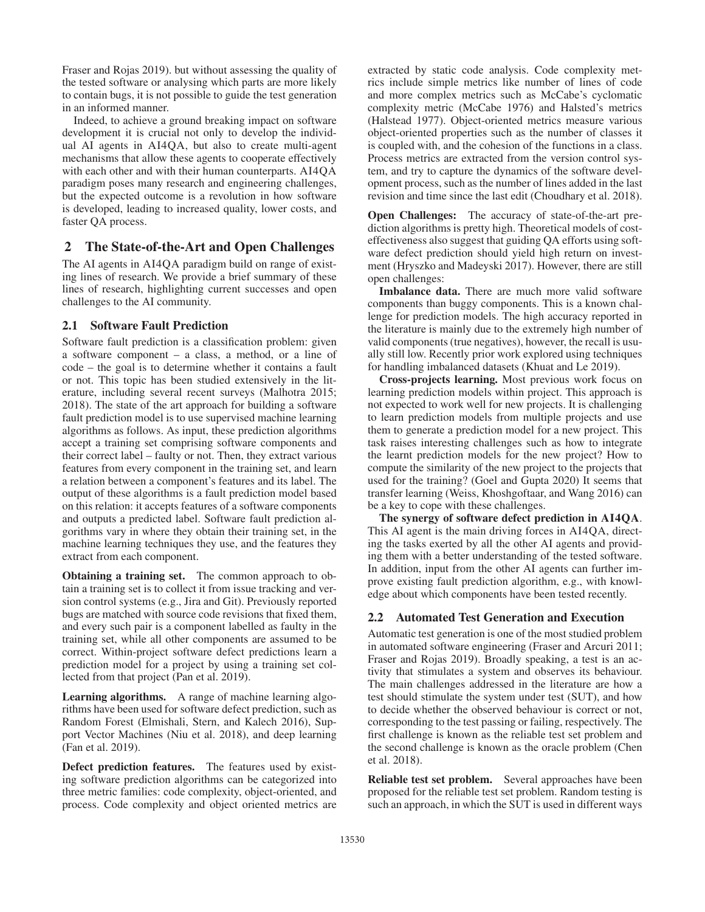Fraser and Rojas 2019). but without assessing the quality of the tested software or analysing which parts are more likely to contain bugs, it is not possible to guide the test generation in an informed manner.

Indeed, to achieve a ground breaking impact on software development it is crucial not only to develop the individual AI agents in AI4QA, but also to create multi-agent mechanisms that allow these agents to cooperate effectively with each other and with their human counterparts. AI4QA paradigm poses many research and engineering challenges, but the expected outcome is a revolution in how software is developed, leading to increased quality, lower costs, and faster QA process.

## 2 The State-of-the-Art and Open Challenges

The AI agents in AI4QA paradigm build on range of existing lines of research. We provide a brief summary of these lines of research, highlighting current successes and open challenges to the AI community.

### 2.1 Software Fault Prediction

Software fault prediction is a classification problem: given a software component – a class, a method, or a line of code – the goal is to determine whether it contains a fault or not. This topic has been studied extensively in the literature, including several recent surveys (Malhotra 2015; 2018). The state of the art approach for building a software fault prediction model is to use supervised machine learning algorithms as follows. As input, these prediction algorithms accept a training set comprising software components and their correct label – faulty or not. Then, they extract various features from every component in the training set, and learn a relation between a component's features and its label. The output of these algorithms is a fault prediction model based on this relation: it accepts features of a software components and outputs a predicted label. Software fault prediction algorithms vary in where they obtain their training set, in the machine learning techniques they use, and the features they extract from each component.

**Obtaining a training set.** The common approach to obtain a training set is to collect it from issue tracking and version control systems (e.g., Jira and Git). Previously reported bugs are matched with source code revisions that fixed them, and every such pair is a component labelled as faulty in the training set, while all other components are assumed to be correct. Within-project software defect predictions learn a prediction model for a project by using a training set collected from that project (Pan et al. 2019).

**Learning algorithms.** A range of machine learning algorithms have been used for software defect prediction, such as Random Forest (Elmishali, Stern, and Kalech 2016), Support Vector Machines (Niu et al. 2018), and deep learning (Fan et al. 2019).

**Defect prediction features.** The features used by existing software prediction algorithms can be categorized into three metric families: code complexity, object-oriented, and process. Code complexity and object oriented metrics are extracted by static code analysis. Code complexity metrics include simple metrics like number of lines of code and more complex metrics such as McCabe's cyclomatic complexity metric (McCabe 1976) and Halsted's metrics (Halstead 1977). Object-oriented metrics measure various object-oriented properties such as the number of classes it is coupled with, and the cohesion of the functions in a class. Process metrics are extracted from the version control system, and try to capture the dynamics of the software development process, such as the number of lines added in the last revision and time since the last edit (Choudhary et al. 2018).

**Open Challenges:** The accuracy of state-of-the-art prediction algorithms is pretty high. Theoretical models of cost-effectiveness also suggest that guiding QA efforts using software defect prediction should yield high return on investment (Hryszko and Madeyski 2017). However, there are still open challenges:

**Imbalance data.** There are much more valid software components than buggy components. This is a known challenge for prediction models. The high accuracy reported in the literature is mainly due to the extremely high number of valid components (true negatives), however, the recall is usually still low. Recently prior work explored using techniques for handling imbalanced datasets (Khuat and Le 2019).

**Cross-projects learning.** Most previous work focus on learning prediction models within project. This approach is not expected to work well for new projects. It is challenging to learn prediction models from multiple projects and use them to generate a prediction model for a new project. This task raises interesting challenges such as how to integrate the learnt prediction models for the new project? How to compute the similarity of the new project to the projects that used for the training? (Goel and Gupta 2020) It seems that transfer learning (Weiss, Khoshgoftaar, and Wang 2016) can be a key to cope with these challenges.

**The synergy of software defect prediction in AI4QA**. This AI agent is the main driving forces in AI4QA, directing the tasks exerted by all the other AI agents and providing them with a better understanding of the tested software. In addition, input from the other AI agents can further improve existing fault prediction algorithm, e.g., with knowledge about which components have been tested recently.

### 2.2 Automated Test Generation and Execution

Automatic test generation is one of the most studied problem in automated software engineering (Fraser and Arcuri 2011; Fraser and Rojas 2019). Broadly speaking, a test is an activity that stimulates a system and observes its behaviour. The main challenges addressed in the literature are how a test should stimulate the system under test (SUT), and how to decide whether the observed behaviour is correct or not, corresponding to the test passing or failing, respectively. The first challenge is known as the reliable test set problem and the second challenge is known as the oracle problem (Chen et al. 2018).

**Reliable test set problem.** Several approaches have been proposed for the reliable test set problem. Random testing is such an approach, in which the SUT is used in different ways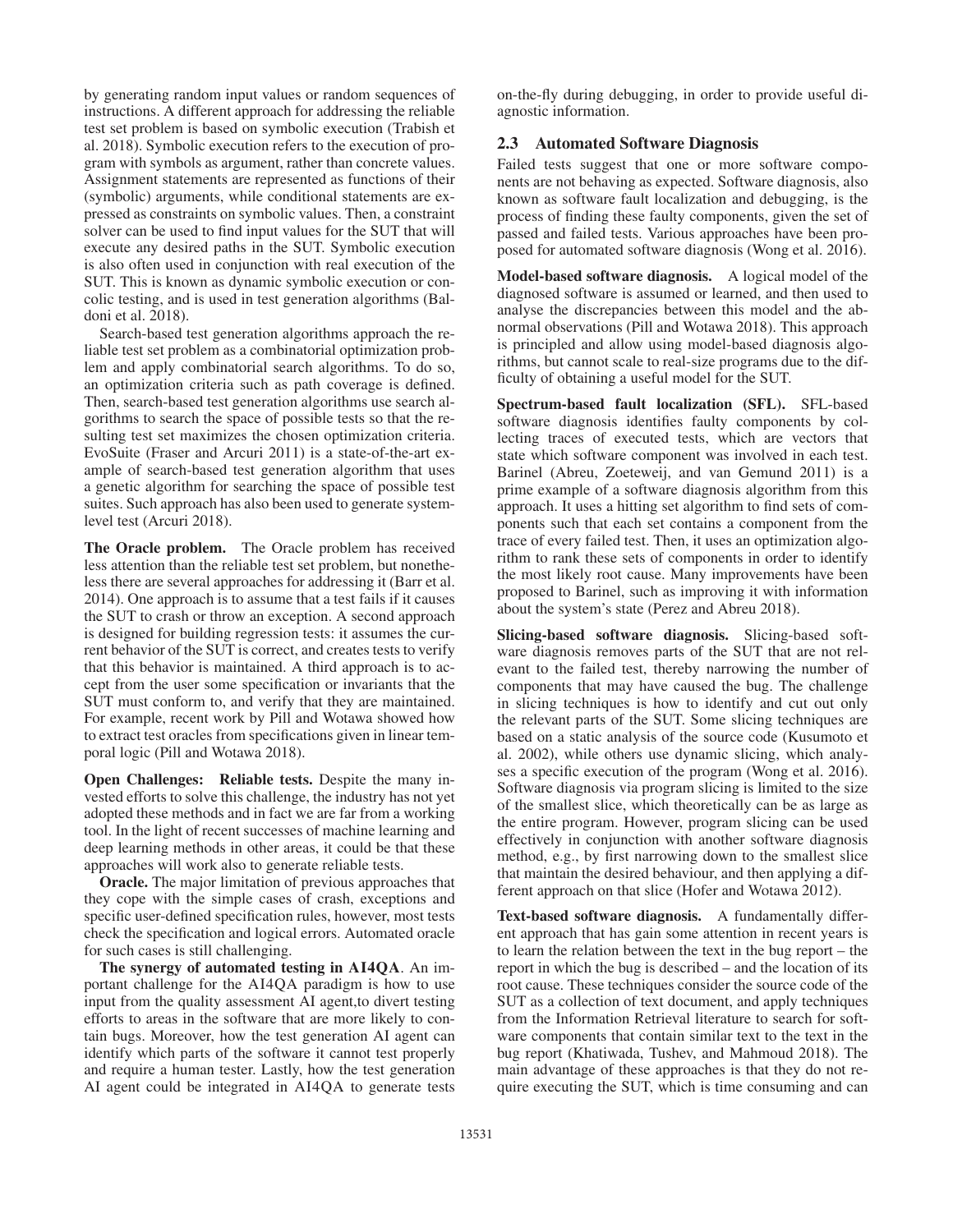by generating random input values or random sequences of instructions. A different approach for addressing the reliable test set problem is based on symbolic execution (Trabish et al. 2018). Symbolic execution refers to the execution of program with symbols as argument, rather than concrete values. Assignment statements are represented as functions of their (symbolic) arguments, while conditional statements are expressed as constraints on symbolic values. Then, a constraint solver can be used to find input values for the SUT that will execute any desired paths in the SUT. Symbolic execution is also often used in conjunction with real execution of the SUT. This is known as dynamic symbolic execution or concolic testing, and is used in test generation algorithms (Baldoni et al. 2018).

Search-based test generation algorithms approach the reliable test set problem as a combinatorial optimization problem and apply combinatorial search algorithms. To do so, an optimization criteria such as path coverage is defined. Then, search-based test generation algorithms use search algorithms to search the space of possible tests so that the resulting test set maximizes the chosen optimization criteria. EvoSuite (Fraser and Arcuri 2011) is a state-of-the-art example of search-based test generation algorithm that uses a genetic algorithm for searching the space of possible test suites. Such approach has also been used to generate system-level test (Arcuri 2018).

**The Oracle problem.** The Oracle problem has received less attention than the reliable test set problem, but nonetheless there are several approaches for addressing it (Barr et al. 2014). One approach is to assume that a test fails if it causes the SUT to crash or throw an exception. A second approach is designed for building regression tests: it assumes the current behavior of the SUT is correct, and creates tests to verify that this behavior is maintained. A third approach is to accept from the user some specification or invariants that the SUT must conform to, and verify that they are maintained. For example, recent work by Pill and Wotawa showed how to extract test oracles from specifications given in linear temporal logic (Pill and Wotawa 2018).

**Open Challenges: Reliable tests.** Despite the many invested efforts to solve this challenge, the industry has not yet adopted these methods and in fact we are far from a working tool. In the light of recent successes of machine learning and deep learning methods in other areas, it could be that these approaches will work also to generate reliable tests.

**Oracle.** The major limitation of previous approaches that they cope with the simple cases of crash, exceptions and specific user-defined specification rules, however, most tests check the specification and logical errors. Automated oracle for such cases is still challenging.

**The synergy of automated testing in AI4QA.** An important challenge for the AI4QA paradigm is how to use input from the quality assessment AI agent,to divert testing efforts to areas in the software that are more likely to contain bugs. Moreover, how the test generation AI agent can identify which parts of the software it cannot test properly and require a human tester. Lastly, how the test generation AI agent could be integrated in AI4QA to generate tests on-the-fly during debugging, in order to provide useful diagnostic information.

## 2.3 Automated Software Diagnosis

Failed tests suggest that one or more software components are not behaving as expected. Software diagnosis, also known as software fault localization and debugging, is the process of finding these faulty components, given the set of passed and failed tests. Various approaches have been proposed for automated software diagnosis (Wong et al. 2016).

**Model-based software diagnosis.** A logical model of the diagnosed software is assumed or learned, and then used to analyse the discrepancies between this model and the abnormal observations (Pill and Wotawa 2018). This approach is principled and allow using model-based diagnosis algorithms, but cannot scale to real-size programs due to the difficulty of obtaining a useful model for the SUT.

**Spectrum-based fault localization (SFL).** SFL-based software diagnosis identifies faulty components by collecting traces of executed tests, which are vectors that state which software component was involved in each test. Barinel (Abreu, Zoeteweij, and van Gemund 2011) is a prime example of a software diagnosis algorithm from this approach. It uses a hitting set algorithm to find sets of components such that each set contains a component from the trace of every failed test. Then, it uses an optimization algorithm to rank these sets of components in order to identify the most likely root cause. Many improvements have been proposed to Barinel, such as improving it with information about the system's state (Perez and Abreu 2018).

**Slicing-based software diagnosis.** Slicing-based software diagnosis removes parts of the SUT that are not relevant to the failed test, thereby narrowing the number of components that may have caused the bug. The challenge in slicing techniques is how to identify and cut out only the relevant parts of the SUT. Some slicing techniques are based on a static analysis of the source code (Kusumoto et al. 2002), while others use dynamic slicing, which analyses a specific execution of the program (Wong et al. 2016). Software diagnosis via program slicing is limited to the size of the smallest slice, which theoretically can be as large as the entire program. However, program slicing can be used effectively in conjunction with another software diagnosis method, e.g., by first narrowing down to the smallest slice that maintain the desired behaviour, and then applying a different approach on that slice (Hofer and Wotawa 2012).

**Text-based software diagnosis.** A fundamentally different approach that has gain some attention in recent years is to learn the relation between the text in the bug report – the report in which the bug is described – and the location of its root cause. These techniques consider the source code of the SUT as a collection of text document, and apply techniques from the Information Retrieval literature to search for software components that contain similar text to the text in the bug report (Khatiwada, Tushev, and Mahmoud 2018). The main advantage of these approaches is that they do not require executing the SUT, which is time consuming and can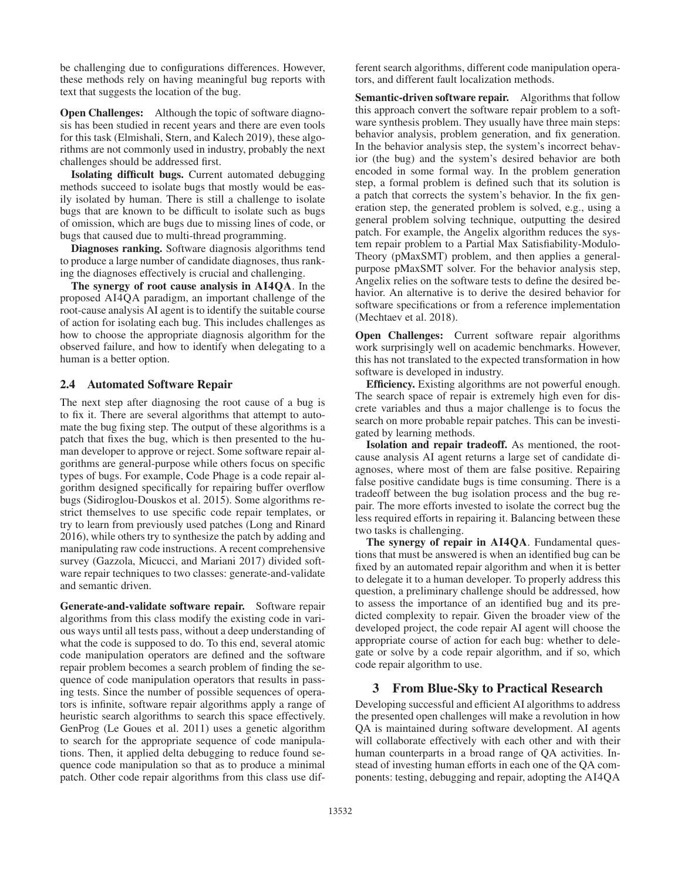be challenging due to configurations differences. However, these methods rely on having meaningful bug reports with text that suggests the location of the bug.

**Open Challenges:** Although the topic of software diagnosis has been studied in recent years and there are even tools for this task (Elmishali, Stern, and Kalech 2019), these algorithms are not commonly used in industry, probably the next challenges should be addressed first.

**Isolating difficult bugs.** Current automated debugging methods succeed to isolate bugs that mostly would be easily isolated by human. There is still a challenge to isolate bugs that are known to be difficult to isolate such as bugs of omission, which are bugs due to missing lines of code, or bugs that caused due to multi-thread programming.

**Diagnoses ranking.** Software diagnosis algorithms tend to produce a large number of candidate diagnoses, thus ranking the diagnoses effectively is crucial and challenging.

**The synergy of root cause analysis in AI4QA**. In the proposed AI4QA paradigm, an important challenge of the root-cause analysis AI agent is to identify the suitable course of action for isolating each bug. This includes challenges as how to choose the appropriate diagnosis algorithm for the observed failure, and how to identify when delegating to a human is a better option.

## 2.4 Automated Software Repair

The next step after diagnosing the root cause of a bug is to fix it. There are several algorithms that attempt to automate the bug fixing step. The output of these algorithms is a patch that fixes the bug, which is then presented to the human developer to approve or reject. Some software repair algorithms are general-purpose while others focus on specific types of bugs. For example, Code Phage is a code repair algorithm designed specifically for repairing buffer overflow bugs (Sidiroglou-Douskos et al. 2015). Some algorithms restrict themselves to use specific code repair templates, or try to learn from previously used patches (Long and Rinard 2016), while others try to synthesize the patch by adding and manipulating raw code instructions. A recent comprehensive survey (Gazzola, Micucci, and Mariani 2017) divided software repair techniques to two classes: generate-and-validate and semantic driven.

**Generate-and-validate software repair.** Software repair algorithms from this class modify the existing code in various ways until all tests pass, without a deep understanding of what the code is supposed to do. To this end, several atomic code manipulation operators are defined and the software repair problem becomes a search problem of finding the sequence of code manipulation operators that results in passing tests. Since the number of possible sequences of operators is infinite, software repair algorithms apply a range of heuristic search algorithms to search this space effectively. GenProg (Le Goues et al. 2011) uses a genetic algorithm to search for the appropriate sequence of code manipulations. Then, it applied delta debugging to reduce found sequence code manipulation so that as to produce a minimal patch. Other code repair algorithms from this class use different search algorithms, different code manipulation operators, and different fault localization methods.

**Semantic-driven software repair.** Algorithms that follow this approach convert the software repair problem to a software synthesis problem. They usually have three main steps: behavior analysis, problem generation, and fix generation. In the behavior analysis step, the system's incorrect behavior (the bug) and the system's desired behavior are both encoded in some formal way. In the problem generation step, a formal problem is defined such that its solution is a patch that corrects the system's behavior. In the fix generation step, the generated problem is solved, e.g., using a general problem solving technique, outputting the desired patch. For example, the Angelix algorithm reduces the system repair problem to a Partial Max Satisfiability-Modulo-Theory (pMaxSMT) problem, and then applies a general-purpose pMaxSMT solver. For the behavior analysis step, Angelix relies on the software tests to define the desired behavior. An alternative is to derive the desired behavior for software specifications or from a reference implementation (Mechtaev et al. 2018).

**Open Challenges:** Current software repair algorithms work surprisingly well on academic benchmarks. However, this has not translated to the expected transformation in how software is developed in industry.

**Efficiency.** Existing algorithms are not powerful enough. The search space of repair is extremely high even for discrete variables and thus a major challenge is to focus the search on more probable repair patches. This can be investigated by learning methods.

**Isolation and repair tradeoff.** As mentioned, the root-cause analysis AI agent returns a large set of candidate diagnoses, where most of them are false positive. Repairing false positive candidate bugs is time consuming. There is a tradeoff between the bug isolation process and the bug repair. The more efforts invested to isolate the correct bug the less required efforts in repairing it. Balancing between these two tasks is challenging.

**The synergy of repair in AI4QA**. Fundamental questions that must be answered is when an identified bug can be fixed by an automated repair algorithm and when it is better to delegate it to a human developer. To properly address this question, a preliminary challenge should be addressed, how to assess the importance of an identified bug and its predicted complexity to repair. Given the broader view of the developed project, the code repair AI agent will choose the appropriate course of action for each bug: whether to delegate or solve by a code repair algorithm, and if so, which code repair algorithm to use.

# 3 From Blue-Sky to Practical Research

Developing successful and efficient AI algorithms to address the presented open challenges will make a revolution in how QA is maintained during software development. AI agents will collaborate effectively with each other and with their human counterparts in a broad range of QA activities. Instead of investing human efforts in each one of the QA components: testing, debugging and repair, adopting the AI4QA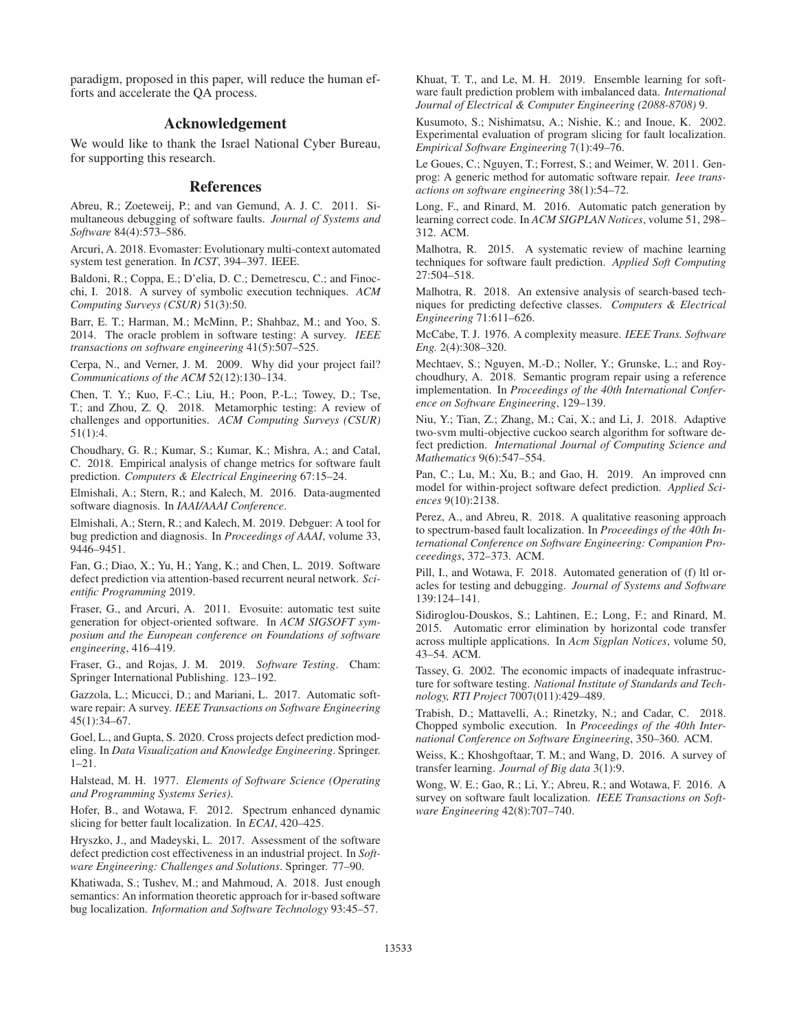paradigm, proposed in this paper, will reduce the human efforts and accelerate the QA process.

## Acknowledgement

We would like to thank the Israel National Cyber Bureau, for supporting this research.

## References

Abreu, R.; Zoeteweij, P.; and van Gemund, A. J. C. 2011. Simultaneous debugging of software faults. *Journal of Systems and Software* 84(4):573–586.

Arcuri, A. 2018. Evomaster: Evolutionary multi-context automated system test generation. In *ICST*, 394–397. IEEE.

Baldoni, R.; Coppa, E.; D'elia, D. C.; Demetrescu, C.; and Finocchi, I. 2018. A survey of symbolic execution techniques. *ACM Computing Surveys (CSUR)* 51(3):50.

Barr, E. T.; Harman, M.; McMinn, P.; Shahbaz, M.; and Yoo, S. 2014. The oracle problem in software testing: A survey. *IEEE transactions on software engineering* 41(5):507–525.

Cerpa, N., and Verner, J. M. 2009. Why did your project fail? *Communications of the ACM* 52(12):130–134.

Chen, T. Y.; Kuo, F.-C.; Liu, H.; Poon, P.-L.; Towey, D.; Tse, T.; and Zhou, Z. Q. 2018. Metamorphic testing: A review of challenges and opportunities. *ACM Computing Surveys (CSUR)* 51(1):4.

Choudhary, G. R.; Kumar, S.; Kumar, K.; Mishra, A.; and Catal, C. 2018. Empirical analysis of change metrics for software fault prediction. *Computers & Electrical Engineering* 67:15–24.

Elmishali, A.; Stern, R.; and Kalech, M. 2016. Data-augmented software diagnosis. In *IAAI/AAAI Conference*.

Elmishali, A.; Stern, R.; and Kalech, M. 2019. Debguer: A tool for bug prediction and diagnosis. In *Proceedings of AAAI*, volume 33, 9446–9451.

Fan, G.; Diao, X.; Yu, H.; Yang, K.; and Chen, L. 2019. Software defect prediction via attention-based recurrent neural network. *Scientific Programming* 2019.

Fraser, G., and Arcuri, A. 2011. Evosuite: automatic test suite generation for object-oriented software. In *ACM SIGSOFT symposium and the European conference on Foundations of software engineering*, 416–419.

Fraser, G., and Rojas, J. M. 2019. *Software Testing*. Cham: Springer International Publishing. 123–192.

Gazzola, L.; Micucci, D.; and Mariani, L. 2017. Automatic software repair: A survey. *IEEE Transactions on Software Engineering* 45(1):34–67.

Goel, L., and Gupta, S. 2020. Cross projects defect prediction modeling. In *Data Visualization and Knowledge Engineering*. Springer. 1–21.

Halstead, M. H. 1977. *Elements of Software Science (Operating and Programming Systems Series)*.

Hofer, B., and Wotawa, F. 2012. Spectrum enhanced dynamic slicing for better fault localization. In *ECAI*, 420–425.

Hryszko, J., and Madeyski, L. 2017. Assessment of the software defect prediction cost effectiveness in an industrial project. In *Software Engineering: Challenges and Solutions*. Springer. 77–90.

Khatiwada, S.; Tushev, M.; and Mahmoud, A. 2018. Just enough semantics: An information theoretic approach for ir-based software bug localization. *Information and Software Technology* 93:45–57.

Khuat, T. T., and Le, M. H. 2019. Ensemble learning for software fault prediction problem with imbalanced data. *International Journal of Electrical & Computer Engineering (2088-8708)* 9.

Kusumoto, S.; Nishimatsu, A.; Nishie, K.; and Inoue, K. 2002. Experimental evaluation of program slicing for fault localization. *Empirical Software Engineering* 7(1):49–76.

Le Goues, C.; Nguyen, T.; Forrest, S.; and Weimer, W. 2011. Genprog: A generic method for automatic software repair. *Ieee transactions on software engineering* 38(1):54–72.

Long, F., and Rinard, M. 2016. Automatic patch generation by learning correct code. In *ACM SIGPLAN Notices*, volume 51, 298–312. ACM.

Malhotra, R. 2015. A systematic review of machine learning techniques for software fault prediction. *Applied Soft Computing* 27:504–518.

Malhotra, R. 2018. An extensive analysis of search-based techniques for predicting defective classes. *Computers & Electrical Engineering* 71:611–626.

McCabe, T. J. 1976. A complexity measure. *IEEE Trans. Software Eng.* 2(4):308–320.

Mechtaev, S.; Nguyen, M.-D.; Noller, Y.; Grunske, L.; and Roychoudhury, A. 2018. Semantic program repair using a reference implementation. In *Proceedings of the 40th International Conference on Software Engineering*, 129–139.

Niu, Y.; Tian, Z.; Zhang, M.; Cai, X.; and Li, J. 2018. Adaptive two-svm multi-objective cuckoo search algorithm for software defect prediction. *International Journal of Computing Science and Mathematics* 9(6):547–554.

Pan, C.; Lu, M.; Xu, B.; and Gao, H. 2019. An improved cnn model for within-project software defect prediction. *Applied Sciences* 9(10):2138.

Perez, A., and Abreu, R. 2018. A qualitative reasoning approach to spectrum-based fault localization. In *Proceedings of the 40th International Conference on Software Engineering: Companion Proceeedings*, 372–373. ACM.

Pill, I., and Wotawa, F. 2018. Automated generation of (f) ltl oracles for testing and debugging. *Journal of Systems and Software* 139:124–141.

Sidiroglou-Douskos, S.; Lahtinen, E.; Long, F.; and Rinard, M. 2015. Automatic error elimination by horizontal code transfer across multiple applications. In *Acm Sigplan Notices*, volume 50, 43–54. ACM.

Tassey, G. 2002. The economic impacts of inadequate infrastructure for software testing. *National Institute of Standards and Technology, RTI Project* 7007(011):429–489.

Trabish, D.; Mattavelli, A.; Rinetzky, N.; and Cadar, C. 2018. Chopped symbolic execution. In *Proceedings of the 40th International Conference on Software Engineering*, 350–360. ACM.

Weiss, K.; Khoshgoftaar, T. M.; and Wang, D. 2016. A survey of transfer learning. *Journal of Big data* 3(1):9.

Wong, W. E.; Gao, R.; Li, Y.; Abreu, R.; and Wotawa, F. 2016. A survey on software fault localization. *IEEE Transactions on Software Engineering* 42(8):707–740.